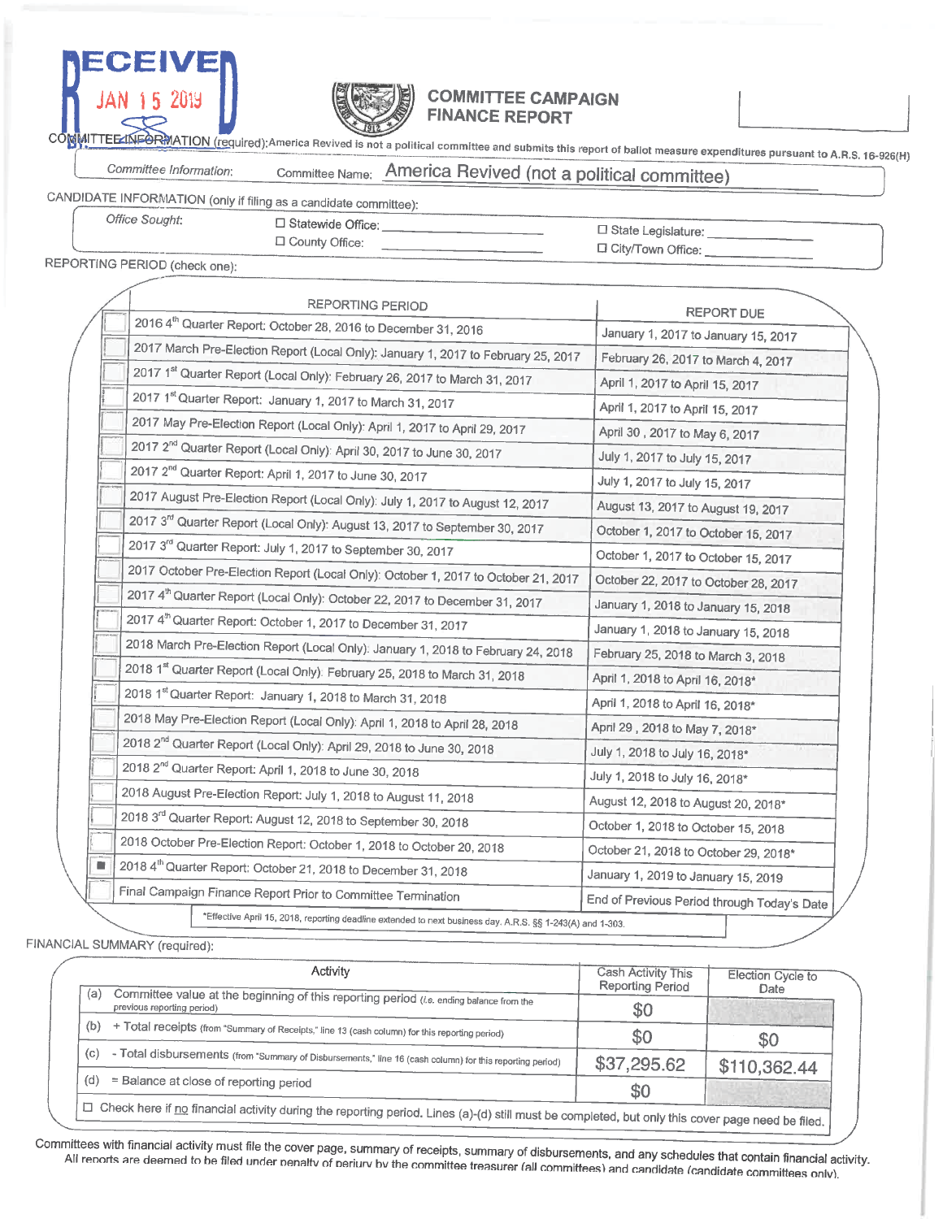RECEIVED
JAN 15 2019

# COMMITTEE CAMPAIGN FINANCE REPORT

COMMITTEE INFORMATION (required): America Revived is not a political committee and submits this report of ballot measure expenditures pursuant to A.R.S. 16-926(H)

| Committee Information: | Committee Name: America Revived (not a political committee) |
|---|---|

CANDIDATE INFORMATION (only if filing as a candidate committee):

| Office Sought: | ☐ Statewide Office: ______ | ☐ State Legislature: ______ |
|---|---|---|
| | ☐ County Office: ______ | ☐ City/Town Office: ______ |

REPORTING PERIOD (check one):

| | REPORTING PERIOD | REPORT DUE |
|---|---|---|
| ☐ | 2016 4th Quarter Report: October 28, 2016 to December 31, 2016 | January 1, 2017 to January 15, 2017 |
| ☐ | 2017 March Pre-Election Report (Local Only): January 1, 2017 to February 25, 2017 | February 26, 2017 to March 4, 2017 |
| ☐ | 2017 1st Quarter Report (Local Only): February 26, 2017 to March 31, 2017 | April 1, 2017 to April 15, 2017 |
| ☐ | 2017 1st Quarter Report: January 1, 2017 to March 31, 2017 | April 1, 2017 to April 15, 2017 |
| ☐ | 2017 May Pre-Election Report (Local Only): April 1, 2017 to April 29, 2017 | April 30 , 2017 to May 6, 2017 |
| ☐ | 2017 2nd Quarter Report (Local Only): April 30, 2017 to June 30, 2017 | July 1, 2017 to July 15, 2017 |
| ☐ | 2017 2nd Quarter Report: April 1, 2017 to June 30, 2017 | July 1, 2017 to July 15, 2017 |
| ☐ | 2017 August Pre-Election Report (Local Only): July 1, 2017 to August 12, 2017 | August 13, 2017 to August 19, 2017 |
| ☐ | 2017 3rd Quarter Report (Local Only): August 13, 2017 to September 30, 2017 | October 1, 2017 to October 15, 2017 |
| ☐ | 2017 3rd Quarter Report: July 1, 2017 to September 30, 2017 | October 1, 2017 to October 15, 2017 |
| ☐ | 2017 October Pre-Election Report (Local Only): October 1, 2017 to October 21, 2017 | October 22, 2017 to October 28, 2017 |
| ☐ | 2017 4th Quarter Report (Local Only): October 22, 2017 to December 31, 2017 | January 1, 2018 to January 15, 2018 |
| ☐ | 2017 4th Quarter Report: October 1, 2017 to December 31, 2017 | January 1, 2018 to January 15, 2018 |
| ☐ | 2018 March Pre-Election Report (Local Only): January 1, 2018 to February 24, 2018 | February 25, 2018 to March 3, 2018 |
| ☐ | 2018 1st Quarter Report (Local Only): February 25, 2018 to March 31, 2018 | April 1, 2018 to April 16, 2018* |
| ☐ | 2018 1st Quarter Report: January 1, 2018 to March 31, 2018 | April 1, 2018 to April 16, 2018* |
| ☐ | 2018 May Pre-Election Report (Local Only): April 1, 2018 to April 28, 2018 | April 29 , 2018 to May 7, 2018* |
| ☐ | 2018 2nd Quarter Report (Local Only): April 29, 2018 to June 30, 2018 | July 1, 2018 to July 16, 2018* |
| ☐ | 2018 2nd Quarter Report: April 1, 2018 to June 30, 2018 | July 1, 2018 to July 16, 2018* |
| ☐ | 2018 August Pre-Election Report: July 1, 2018 to August 11, 2018 | August 12, 2018 to August 20, 2018* |
| ☐ | 2018 3rd Quarter Report: August 12, 2018 to September 30, 2018 | October 1, 2018 to October 15, 2018 |
| ☐ | 2018 October Pre-Election Report: October 1, 2018 to October 20, 2018 | October 21, 2018 to October 29, 2018* |
| ■ | 2018 4th Quarter Report: October 21, 2018 to December 31, 2018 | January 1, 2019 to January 15, 2019 |
| ☐ | Final Campaign Finance Report Prior to Committee Termination | End of Previous Period through Today's Date |

*Effective April 15, 2018, reporting deadline extended to next business day. A.R.S. §§ 1-243(A) and 1-303.

FINANCIAL SUMMARY (required):

| | Activity | Cash Activity This Reporting Period | Election Cycle to Date |
|---|---|---|---|
| (a) | Committee value at the beginning of this reporting period (i.e. ending balance from the previous reporting period) | $0 | |
| (b) | + Total receipts (from "Summary of Receipts," line 13 (cash column) for this reporting period) | $0 | $0 |
| (c) | - Total disbursements (from "Summary of Disbursements," line 16 (cash column) for this reporting period) | $37,295.62 | $110,362.44 |
| (d) | = Balance at close of reporting period | $0 | |

☐ Check here if no financial activity during the reporting period. Lines (a)-(d) still must be completed, but only this cover page need be filed.

Committees with financial activity must file the cover page, summary of receipts, summary of disbursements, and any schedules that contain financial activity. All reports are deemed to be filed under penalty of perjury by the committee treasurer (all committees) and candidate (candidate committees only).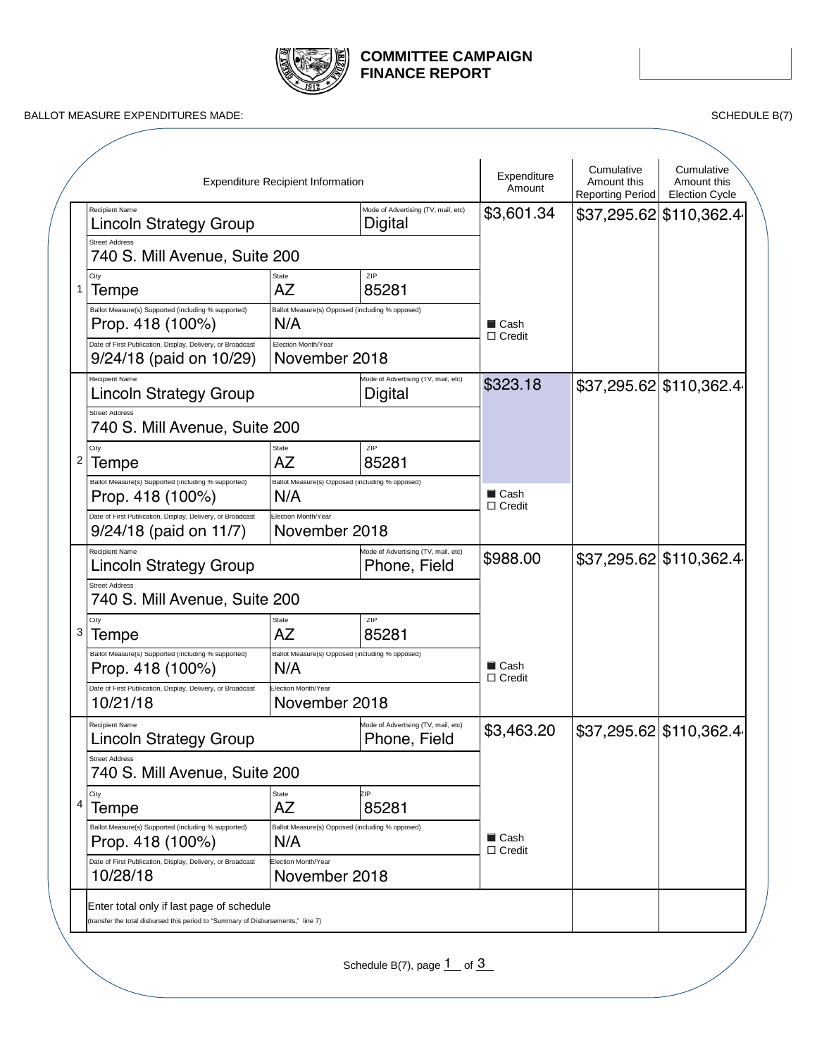# COMMITTEE CAMPAIGN FINANCE REPORT

BALLOT MEASURE EXPENDITURES MADE: SCHEDULE B(7)

| # | Expenditure Recipient Information | Expenditure Amount | Cumulative Amount this Reporting Period | Cumulative Amount this Election Cycle |
|---|---|---|---|---|
| 1 | Recipient Name: Lincoln Strategy Group<br>Mode of Advertising (TV, mail, etc): Digital<br>Street Address: 740 S. Mill Avenue, Suite 200<br>City: Tempe; State: AZ; ZIP: 85281<br>Ballot Measure(s) Supported (including % supported): Prop. 418 (100%)<br>Ballot Measure(s) Opposed (including % opposed): N/A<br>Date of First Publication, Display, Delivery, or Broadcast: 9/24/18 (paid on 10/29)<br>Election Month/Year: November 2018 | $3,601.34<br>■ Cash<br>☐ Credit | $37,295.62 | $110,362.4 |
| 2 | Recipient Name: Lincoln Strategy Group<br>Mode of Advertising (TV, mail, etc): Digital<br>Street Address: 740 S. Mill Avenue, Suite 200<br>City: Tempe; State: AZ; ZIP: 85281<br>Ballot Measure(s) Supported (including % supported): Prop. 418 (100%)<br>Ballot Measure(s) Opposed (including % opposed): N/A<br>Date of First Publication, Display, Delivery, or Broadcast: 9/24/18 (paid on 11/7)<br>Election Month/Year: November 2018 | $323.18<br>■ Cash<br>☐ Credit | $37,295.62 | $110,362.4 |
| 3 | Recipient Name: Lincoln Strategy Group<br>Mode of Advertising (TV, mail, etc): Phone, Field<br>Street Address: 740 S. Mill Avenue, Suite 200<br>City: Tempe; State: AZ; ZIP: 85281<br>Ballot Measure(s) Supported (including % supported): Prop. 418 (100%)<br>Ballot Measure(s) Opposed (including % opposed): N/A<br>Date of First Publication, Display, Delivery, or Broadcast: 10/21/18<br>Election Month/Year: November 2018 | $988.00<br>■ Cash<br>☐ Credit | $37,295.62 | $110,362.4 |
| 4 | Recipient Name: Lincoln Strategy Group<br>Mode of Advertising (TV, mail, etc): Phone, Field<br>Street Address: 740 S. Mill Avenue, Suite 200<br>City: Tempe; State: AZ; ZIP: 85281<br>Ballot Measure(s) Supported (including % supported): Prop. 418 (100%)<br>Ballot Measure(s) Opposed (including % opposed): N/A<br>Date of First Publication, Display, Delivery, or Broadcast: 10/28/18<br>Election Month/Year: November 2018 | $3,463.20<br>■ Cash<br>☐ Credit | $37,295.62 | $110,362.4 |
| | Enter total only if last page of schedule<br>(transfer the total disbursed this period to "Summary of Disbursements," line 7) | | | |

Schedule B(7), page 1 of 3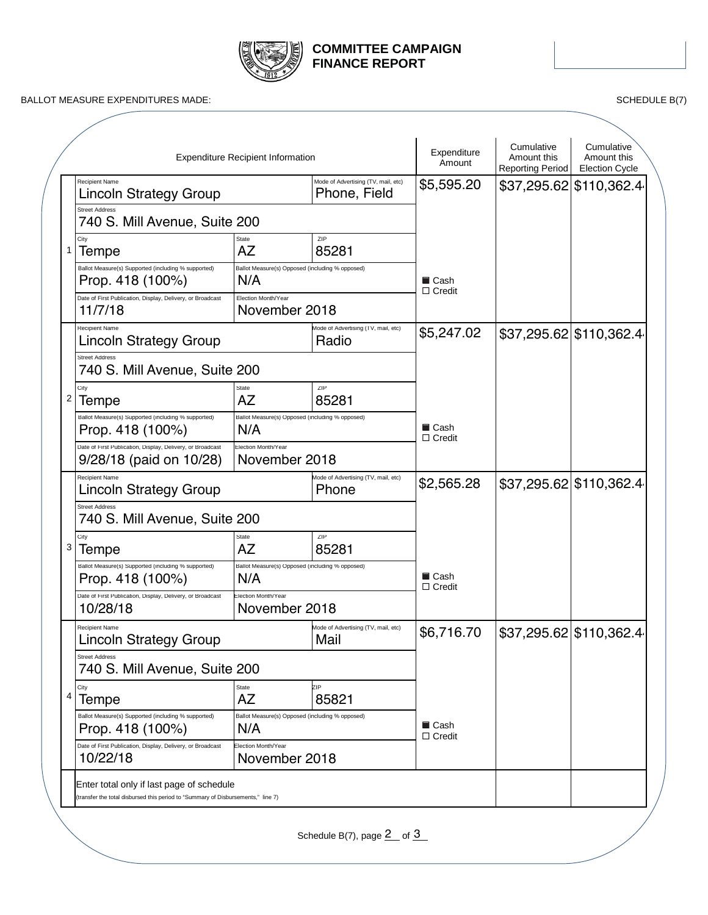# COMMITTEE CAMPAIGN FINANCE REPORT

BALLOT MEASURE EXPENDITURES MADE: SCHEDULE B(7)

| # | Expenditure Recipient Information | Expenditure Amount | Cumulative Amount this Reporting Period | Cumulative Amount this Election Cycle |
|---|---|---|---|---|
| 1 | Recipient Name: Lincoln Strategy Group<br>Mode of Advertising (TV, mail, etc): Phone, Field<br>Street Address: 740 S. Mill Avenue, Suite 200<br>City: Tempe State: AZ ZIP: 85281<br>Ballot Measure(s) Supported (including % supported): Prop. 418 (100%)<br>Ballot Measure(s) Opposed (including % opposed): N/A<br>Date of First Publication, Display, Delivery, or Broadcast: 11/7/18<br>Election Month/Year: November 2018 | $5,595.20<br>■ Cash<br>☐ Credit | $37,295.62 | $110,362.4 |
| 2 | Recipient Name: Lincoln Strategy Group<br>Mode of Advertising (TV, mail, etc): Radio<br>Street Address: 740 S. Mill Avenue, Suite 200<br>City: Tempe State: AZ ZIP: 85281<br>Ballot Measure(s) Supported (including % supported): Prop. 418 (100%)<br>Ballot Measure(s) Opposed (including % opposed): N/A<br>Date of First Publication, Display, Delivery, or Broadcast: 9/28/18 (paid on 10/28)<br>Election Month/Year: November 2018 | $5,247.02<br>■ Cash<br>☐ Credit | $37,295.62 | $110,362.4 |
| 3 | Recipient Name: Lincoln Strategy Group<br>Mode of Advertising (TV, mail, etc): Phone<br>Street Address: 740 S. Mill Avenue, Suite 200<br>City: Tempe State: AZ ZIP: 85281<br>Ballot Measure(s) Supported (including % supported): Prop. 418 (100%)<br>Ballot Measure(s) Opposed (including % opposed): N/A<br>Date of First Publication, Display, Delivery, or Broadcast: 10/28/18<br>Election Month/Year: November 2018 | $2,565.28<br>■ Cash<br>☐ Credit | $37,295.62 | $110,362.4 |
| 4 | Recipient Name: Lincoln Strategy Group<br>Mode of Advertising (TV, mail, etc): Mail<br>Street Address: 740 S. Mill Avenue, Suite 200<br>City: Tempe State: AZ ZIP: 85821<br>Ballot Measure(s) Supported (including % supported): Prop. 418 (100%)<br>Ballot Measure(s) Opposed (including % opposed): N/A<br>Date of First Publication, Display, Delivery, or Broadcast: 10/22/18<br>Election Month/Year: November 2018 | $6,716.70<br>■ Cash<br>☐ Credit | $37,295.62 | $110,362.4 |
| | Enter total only if last page of schedule<br>(transfer the total disbursed this period to "Summary of Disbursements," line 7) | | | |

Schedule B(7), page 2 of 3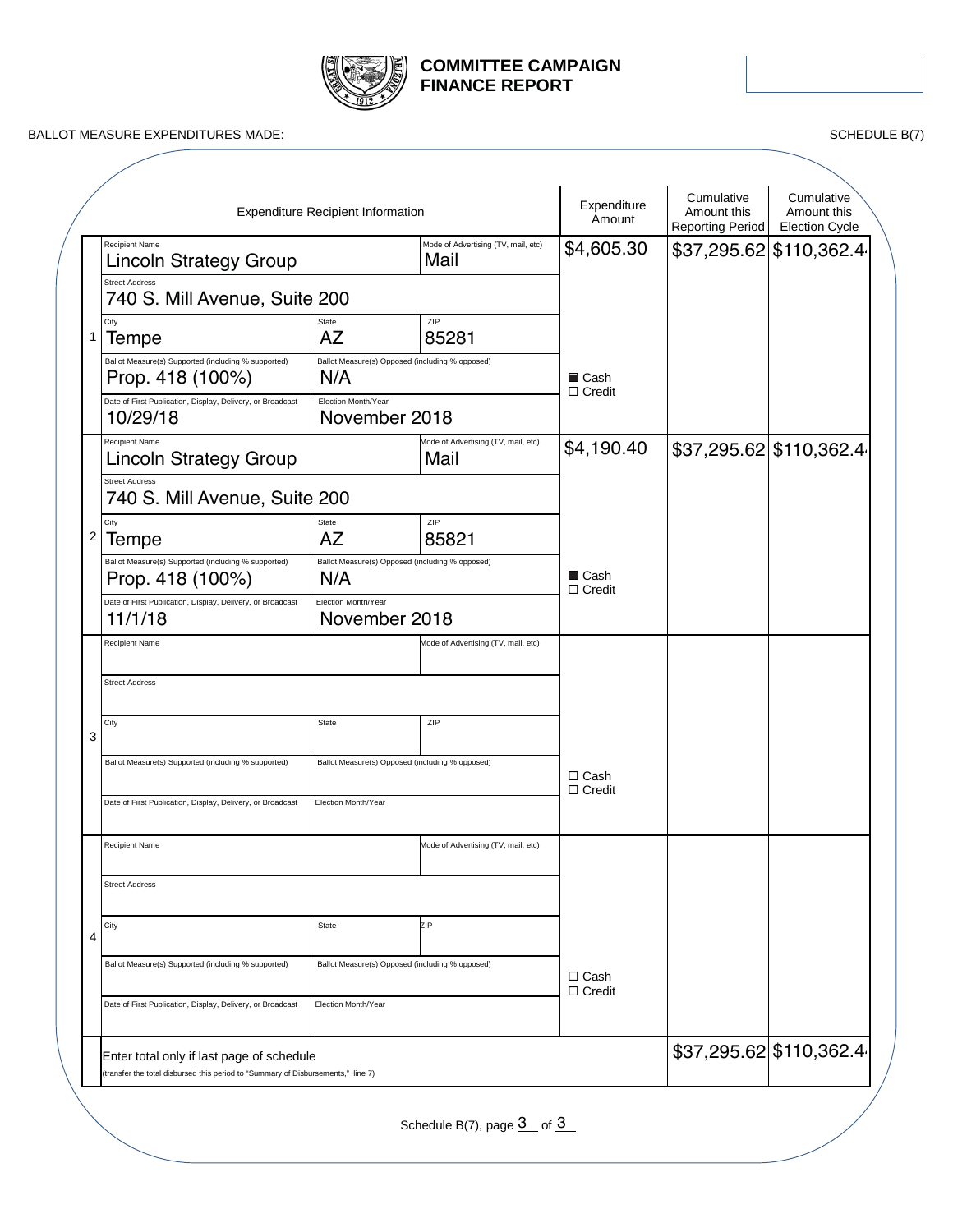# COMMITTEE CAMPAIGN FINANCE REPORT

BALLOT MEASURE EXPENDITURES MADE:

SCHEDULE B(7)

| # | Expenditure Recipient Information | | | Expenditure Amount | Cumulative Amount this Reporting Period | Cumulative Amount this Election Cycle |
|---|---|---|---|---|---|---|
| 1 | Recipient Name: Lincoln Strategy Group | | Mode of Advertising (TV, mail, etc): Mail | $4,605.30 | $37,295.62 | $110,362.4 |
| | Street Address: 740 S. Mill Avenue, Suite 200 | | | | | |
| | City: Tempe | State: AZ | ZIP: 85281 | | | |
| | Ballot Measure(s) Supported (including % supported): Prop. 418 (100%) | Ballot Measure(s) Opposed (including % opposed): N/A | | ■ Cash ☐ Credit | | |
| | Date of First Publication, Display, Delivery, or Broadcast: 10/29/18 | Election Month/Year: November 2018 | | | | |
| 2 | Recipient Name: Lincoln Strategy Group | | Mode of Advertising (TV, mail, etc): Mail | $4,190.40 | $37,295.62 | $110,362.4 |
| | Street Address: 740 S. Mill Avenue, Suite 200 | | | | | |
| | City: Tempe | State: AZ | ZIP: 85821 | | | |
| | Ballot Measure(s) Supported (including % supported): Prop. 418 (100%) | Ballot Measure(s) Opposed (including % opposed): N/A | | ■ Cash ☐ Credit | | |
| | Date of First Publication, Display, Delivery, or Broadcast: 11/1/18 | Election Month/Year: November 2018 | | | | |
| 3 | Recipient Name: | | Mode of Advertising (TV, mail, etc): | | | |
| | Street Address: | | | | | |
| | City: | State: | ZIP: | | | |
| | Ballot Measure(s) Supported (including % supported): | Ballot Measure(s) Opposed (including % opposed): | | ☐ Cash ☐ Credit | | |
| | Date of First Publication, Display, Delivery, or Broadcast: | Election Month/Year: | | | | |
| 4 | Recipient Name: | | Mode of Advertising (TV, mail, etc): | | | |
| | Street Address: | | | | | |
| | City: | State: | ZIP: | | | |
| | Ballot Measure(s) Supported (including % supported): | Ballot Measure(s) Opposed (including % opposed): | | ☐ Cash ☐ Credit | | |
| | Date of First Publication, Display, Delivery, or Broadcast: | Election Month/Year: | | | | |
| | Enter total only if last page of schedule (transfer the total disbursed this period to "Summary of Disbursements," line 7) | | | | $37,295.62 | $110,362.4 |

Schedule B(7), page 3 of 3